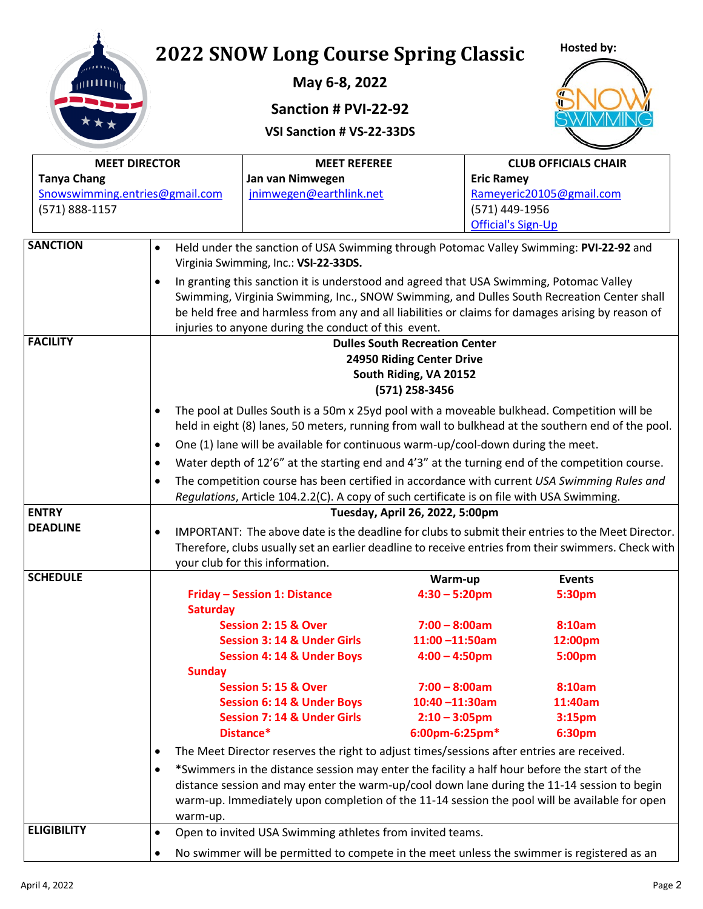# 2022 SNOW Long Course Spring Classic

**May 6-8, 2022**

**Sanction # PVI-22-92**

**VSI Sanction # VS-22-33DS**

**Hosted by:**

| MEET DIRECTOR | MEET REFEREE | CLUB OFFICIALS CHAIR |
|---|---|---|
| **Tanya Chang**<br>Snowswimming.entries@gmail.com<br>(571) 888-1157 | **Jan van Nimwegen**<br>jnimwegen@earthlink.net | **Eric Ramey**<br>Rameyeric20105@gmail.com<br>(571) 449-1956<br>Official's Sign-Up |

## SANCTION

- Held under the sanction of USA Swimming through Potomac Valley Swimming: **PVI-22-92** and Virginia Swimming, Inc.: **VSI-22-33DS.**
- In granting this sanction it is understood and agreed that USA Swimming, Potomac Valley Swimming, Virginia Swimming, Inc., SNOW Swimming, and Dulles South Recreation Center shall be held free and harmless from any and all liabilities or claims for damages arising by reason of injuries to anyone during the conduct of this event.

## FACILITY

**Dulles South Recreation Center**
**24950 Riding Center Drive**
**South Riding, VA 20152**
**(571) 258-3456**

- The pool at Dulles South is a 50m x 25yd pool with a moveable bulkhead. Competition will be held in eight (8) lanes, 50 meters, running from wall to bulkhead at the southern end of the pool.
- One (1) lane will be available for continuous warm-up/cool-down during the meet.
- Water depth of 12'6" at the starting end and 4'3" at the turning end of the competition course.
- The competition course has been certified in accordance with current *USA Swimming Rules and Regulations*, Article 104.2.2(C). A copy of such certificate is on file with USA Swimming.

## ENTRY DEADLINE

**Tuesday, April 26, 2022, 5:00pm**

- IMPORTANT: The above date is the deadline for clubs to submit their entries to the Meet Director. Therefore, clubs usually set an earlier deadline to receive entries from their swimmers. Check with your club for this information.

## SCHEDULE

| | Warm-up | Events |
|---|---|---|
| **Friday – Session 1: Distance** | **4:30 – 5:20pm** | **5:30pm** |
| **Saturday** | | |
| **Session 2: 15 & Over** | **7:00 – 8:00am** | **8:10am** |
| **Session 3: 14 & Under Girls** | **11:00 –11:50am** | **12:00pm** |
| **Session 4: 14 & Under Boys** | **4:00 – 4:50pm** | **5:00pm** |
| **Sunday** | | |
| **Session 5: 15 & Over** | **7:00 – 8:00am** | **8:10am** |
| **Session 6: 14 & Under Boys** | **10:40 –11:30am** | **11:40am** |
| **Session 7: 14 & Under Girls** | **2:10 – 3:05pm** | **3:15pm** |
| **Distance*** | **6:00pm-6:25pm*** | **6:30pm** |

- The Meet Director reserves the right to adjust times/sessions after entries are received.
- *Swimmers in the distance session may enter the facility a half hour before the start of the distance session and may enter the warm-up/cool down lane during the 11-14 session to begin warm-up. Immediately upon completion of the 11-14 session the pool will be available for open warm-up.

## ELIGIBILITY

- Open to invited USA Swimming athletes from invited teams.
- No swimmer will be permitted to compete in the meet unless the swimmer is registered as an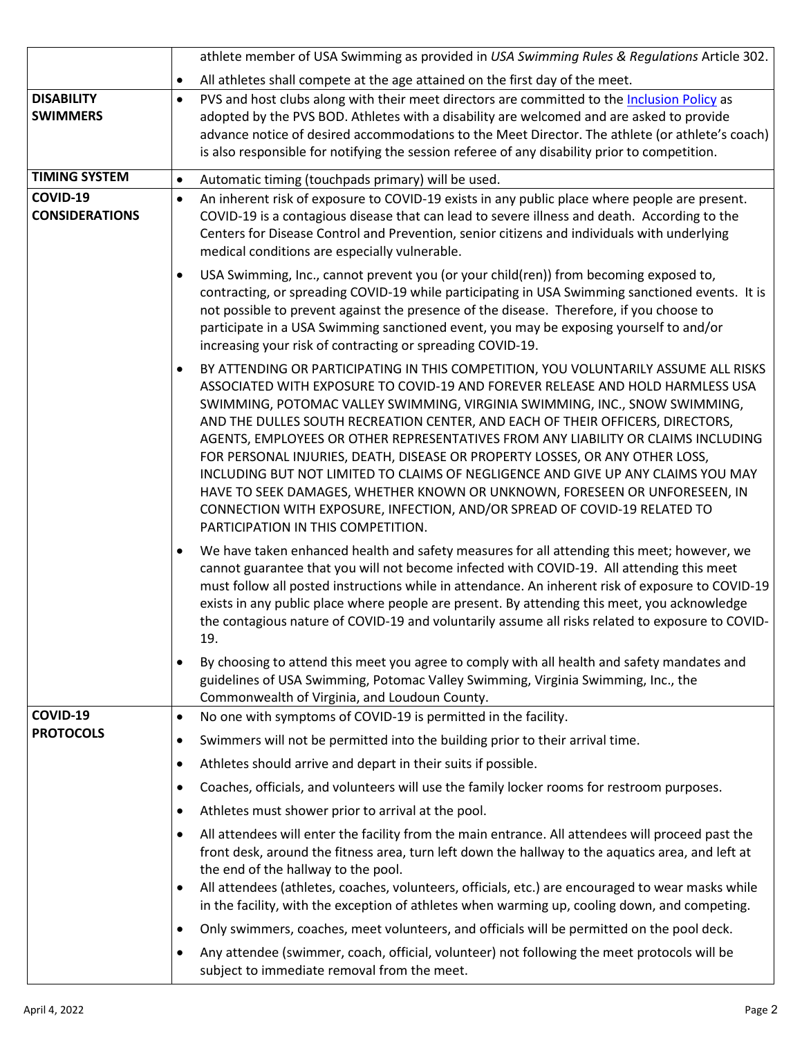| | |
|---|---|
| | athlete member of USA Swimming as provided in *USA Swimming Rules & Regulations* Article 302.<br>• All athletes shall compete at the age attained on the first day of the meet. |
| **DISABILITY SWIMMERS** | • PVS and host clubs along with their meet directors are committed to the Inclusion Policy as adopted by the PVS BOD. Athletes with a disability are welcomed and are asked to provide advance notice of desired accommodations to the Meet Director. The athlete (or athlete's coach) is also responsible for notifying the session referee of any disability prior to competition. |
| **TIMING SYSTEM** | • Automatic timing (touchpads primary) will be used. |
| **COVID-19 CONSIDERATIONS** | • An inherent risk of exposure to COVID-19 exists in any public place where people are present. COVID-19 is a contagious disease that can lead to severe illness and death. According to the Centers for Disease Control and Prevention, senior citizens and individuals with underlying medical conditions are especially vulnerable.<br>• USA Swimming, Inc., cannot prevent you (or your child(ren)) from becoming exposed to, contracting, or spreading COVID-19 while participating in USA Swimming sanctioned events. It is not possible to prevent against the presence of the disease. Therefore, if you choose to participate in a USA Swimming sanctioned event, you may be exposing yourself to and/or increasing your risk of contracting or spreading COVID-19.<br>• BY ATTENDING OR PARTICIPATING IN THIS COMPETITION, YOU VOLUNTARILY ASSUME ALL RISKS ASSOCIATED WITH EXPOSURE TO COVID-19 AND FOREVER RELEASE AND HOLD HARMLESS USA SWIMMING, POTOMAC VALLEY SWIMMING, VIRGINIA SWIMMING, INC., SNOW SWIMMING, AND THE DULLES SOUTH RECREATION CENTER, AND EACH OF THEIR OFFICERS, DIRECTORS, AGENTS, EMPLOYEES OR OTHER REPRESENTATIVES FROM ANY LIABILITY OR CLAIMS INCLUDING FOR PERSONAL INJURIES, DEATH, DISEASE OR PROPERTY LOSSES, OR ANY OTHER LOSS, INCLUDING BUT NOT LIMITED TO CLAIMS OF NEGLIGENCE AND GIVE UP ANY CLAIMS YOU MAY HAVE TO SEEK DAMAGES, WHETHER KNOWN OR UNKNOWN, FORESEEN OR UNFORESEEN, IN CONNECTION WITH EXPOSURE, INFECTION, AND/OR SPREAD OF COVID-19 RELATED TO PARTICIPATION IN THIS COMPETITION.<br>• We have taken enhanced health and safety measures for all attending this meet; however, we cannot guarantee that you will not become infected with COVID-19. All attending this meet must follow all posted instructions while in attendance. An inherent risk of exposure to COVID-19 exists in any public place where people are present. By attending this meet, you acknowledge the contagious nature of COVID-19 and voluntarily assume all risks related to exposure to COVID-19.<br>• By choosing to attend this meet you agree to comply with all health and safety mandates and guidelines of USA Swimming, Potomac Valley Swimming, Virginia Swimming, Inc., the Commonwealth of Virginia, and Loudoun County. |
| **COVID-19 PROTOCOLS** | • No one with symptoms of COVID-19 is permitted in the facility.<br>• Swimmers will not be permitted into the building prior to their arrival time.<br>• Athletes should arrive and depart in their suits if possible.<br>• Coaches, officials, and volunteers will use the family locker rooms for restroom purposes.<br>• Athletes must shower prior to arrival at the pool.<br>• All attendees will enter the facility from the main entrance. All attendees will proceed past the front desk, around the fitness area, turn left down the hallway to the aquatics area, and left at the end of the hallway to the pool.<br>• All attendees (athletes, coaches, volunteers, officials, etc.) are encouraged to wear masks while in the facility, with the exception of athletes when warming up, cooling down, and competing.<br>• Only swimmers, coaches, meet volunteers, and officials will be permitted on the pool deck.<br>• Any attendee (swimmer, coach, official, volunteer) not following the meet protocols will be subject to immediate removal from the meet. |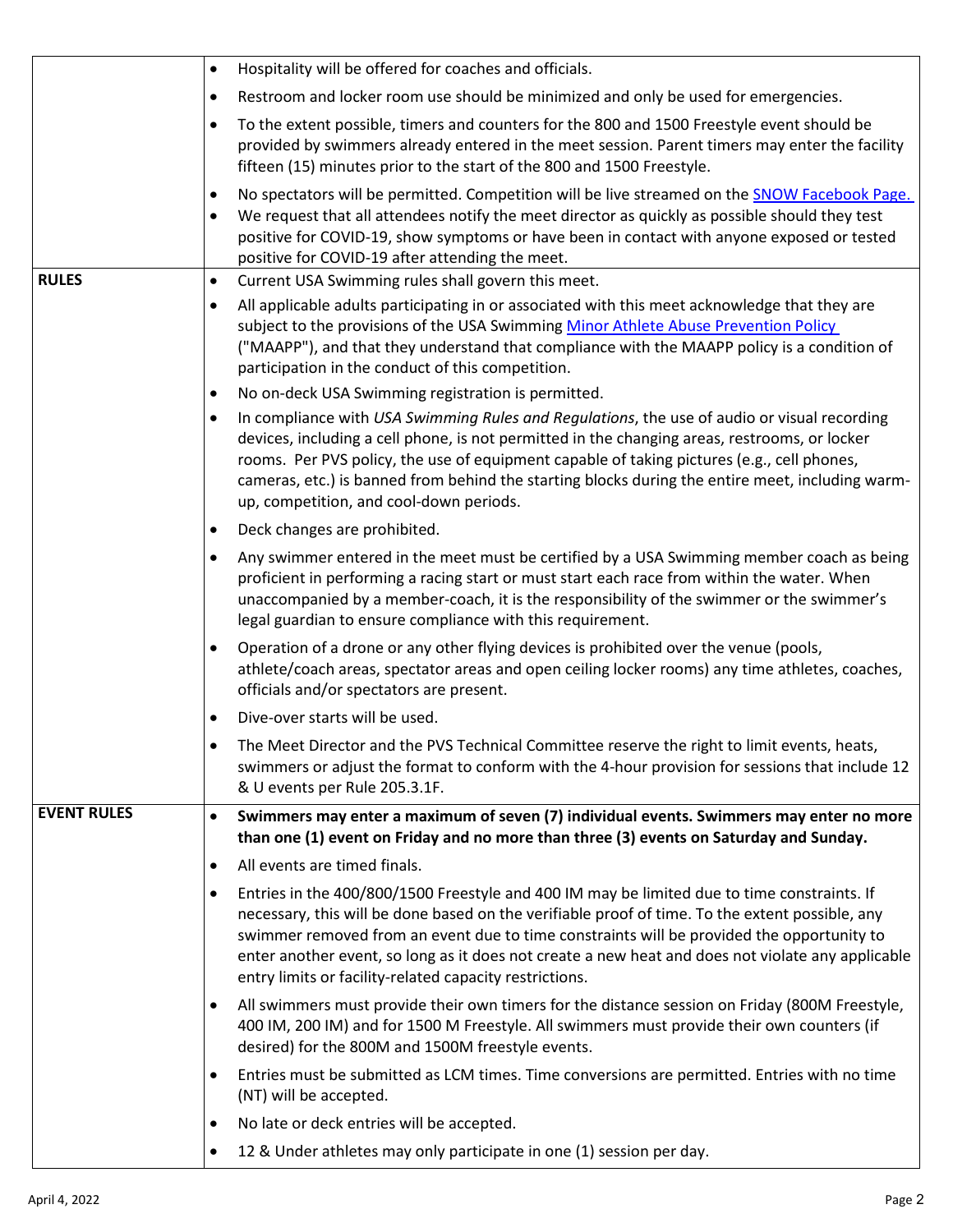| | |
|---|---|
| | • Hospitality will be offered for coaches and officials.<br>• Restroom and locker room use should be minimized and only be used for emergencies.<br>• To the extent possible, timers and counters for the 800 and 1500 Freestyle event should be provided by swimmers already entered in the meet session. Parent timers may enter the facility fifteen (15) minutes prior to the start of the 800 and 1500 Freestyle.<br>• No spectators will be permitted. Competition will be live streamed on the SNOW Facebook Page.<br>• We request that all attendees notify the meet director as quickly as possible should they test positive for COVID-19, show symptoms or have been in contact with anyone exposed or tested positive for COVID-19 after attending the meet. |
| **RULES** | • Current USA Swimming rules shall govern this meet.<br>• All applicable adults participating in or associated with this meet acknowledge that they are subject to the provisions of the USA Swimming Minor Athlete Abuse Prevention Policy ("MAAPP"), and that they understand that compliance with the MAAPP policy is a condition of participation in the conduct of this competition.<br>• No on-deck USA Swimming registration is permitted.<br>• In compliance with *USA Swimming Rules and Regulations*, the use of audio or visual recording devices, including a cell phone, is not permitted in the changing areas, restrooms, or locker rooms. Per PVS policy, the use of equipment capable of taking pictures (e.g., cell phones, cameras, etc.) is banned from behind the starting blocks during the entire meet, including warm-up, competition, and cool-down periods.<br>• Deck changes are prohibited.<br>• Any swimmer entered in the meet must be certified by a USA Swimming member coach as being proficient in performing a racing start or must start each race from within the water. When unaccompanied by a member-coach, it is the responsibility of the swimmer or the swimmer's legal guardian to ensure compliance with this requirement.<br>• Operation of a drone or any other flying devices is prohibited over the venue (pools, athlete/coach areas, spectator areas and open ceiling locker rooms) any time athletes, coaches, officials and/or spectators are present.<br>• Dive-over starts will be used.<br>• The Meet Director and the PVS Technical Committee reserve the right to limit events, heats, swimmers or adjust the format to conform with the 4-hour provision for sessions that include 12 & U events per Rule 205.3.1F. |
| **EVENT RULES** | • **Swimmers may enter a maximum of seven (7) individual events. Swimmers may enter no more than one (1) event on Friday and no more than three (3) events on Saturday and Sunday.**<br>• All events are timed finals.<br>• Entries in the 400/800/1500 Freestyle and 400 IM may be limited due to time constraints. If necessary, this will be done based on the verifiable proof of time. To the extent possible, any swimmer removed from an event due to time constraints will be provided the opportunity to enter another event, so long as it does not create a new heat and does not violate any applicable entry limits or facility-related capacity restrictions.<br>• All swimmers must provide their own timers for the distance session on Friday (800M Freestyle, 400 IM, 200 IM) and for 1500 M Freestyle. All swimmers must provide their own counters (if desired) for the 800M and 1500M freestyle events.<br>• Entries must be submitted as LCM times. Time conversions are permitted. Entries with no time (NT) will be accepted.<br>• No late or deck entries will be accepted.<br>• 12 & Under athletes may only participate in one (1) session per day. |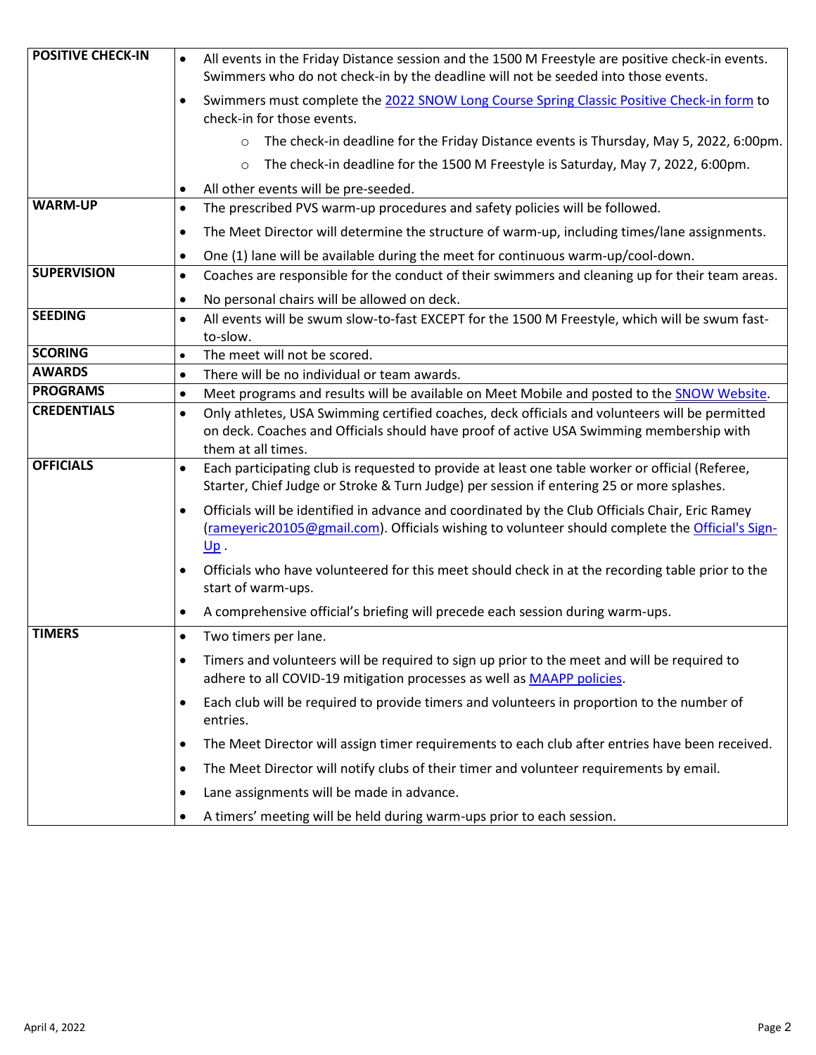| | |
|---|---|
| **POSITIVE CHECK-IN** | • All events in the Friday Distance session and the 1500 M Freestyle are positive check-in events. Swimmers who do not check-in by the deadline will not be seeded into those events.<br>• Swimmers must complete the [2022 SNOW Long Course Spring Classic Positive Check-in form]() to check-in for those events.<br>&nbsp;&nbsp;&nbsp;&nbsp;○ The check-in deadline for the Friday Distance events is Thursday, May 5, 2022, 6:00pm.<br>&nbsp;&nbsp;&nbsp;&nbsp;○ The check-in deadline for the 1500 M Freestyle is Saturday, May 7, 2022, 6:00pm.<br>• All other events will be pre-seeded. |
| **WARM-UP** | • The prescribed PVS warm-up procedures and safety policies will be followed.<br>• The Meet Director will determine the structure of warm-up, including times/lane assignments.<br>• One (1) lane will be available during the meet for continuous warm-up/cool-down. |
| **SUPERVISION** | • Coaches are responsible for the conduct of their swimmers and cleaning up for their team areas.<br>• No personal chairs will be allowed on deck. |
| **SEEDING** | • All events will be swum slow-to-fast EXCEPT for the 1500 M Freestyle, which will be swum fast-to-slow. |
| **SCORING** | • The meet will not be scored. |
| **AWARDS** | • There will be no individual or team awards. |
| **PROGRAMS** | • Meet programs and results will be available on Meet Mobile and posted to the [SNOW Website](). |
| **CREDENTIALS** | • Only athletes, USA Swimming certified coaches, deck officials and volunteers will be permitted on deck. Coaches and Officials should have proof of active USA Swimming membership with them at all times. |
| **OFFICIALS** | • Each participating club is requested to provide at least one table worker or official (Referee, Starter, Chief Judge or Stroke & Turn Judge) per session if entering 25 or more splashes.<br>• Officials will be identified in advance and coordinated by the Club Officials Chair, Eric Ramey (rameyeric20105@gmail.com). Officials wishing to volunteer should complete the [Official's Sign-Up]() .<br>• Officials who have volunteered for this meet should check in at the recording table prior to the start of warm-ups.<br>• A comprehensive official's briefing will precede each session during warm-ups. |
| **TIMERS** | • Two timers per lane.<br>• Timers and volunteers will be required to sign up prior to the meet and will be required to adhere to all COVID-19 mitigation processes as well as [MAAPP policies]().<br>• Each club will be required to provide timers and volunteers in proportion to the number of entries.<br>• The Meet Director will assign timer requirements to each club after entries have been received.<br>• The Meet Director will notify clubs of their timer and volunteer requirements by email.<br>• Lane assignments will be made in advance.<br>• A timers' meeting will be held during warm-ups prior to each session. |

April 4, 2022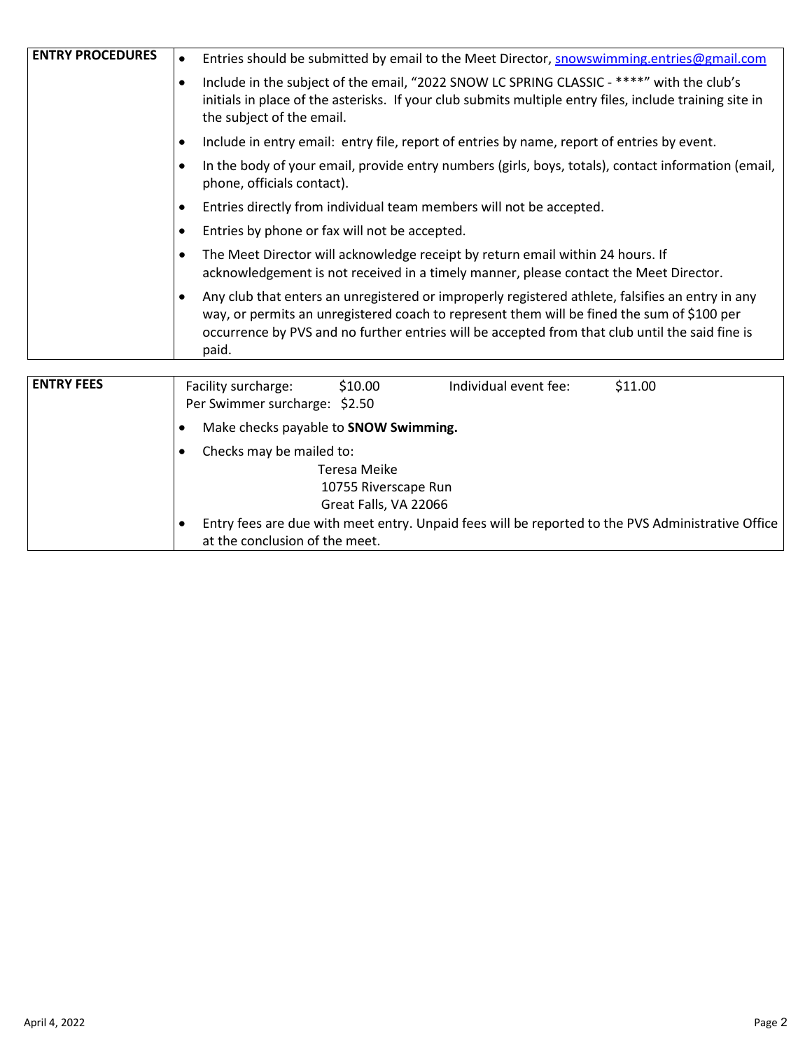| | |
|---|---|
| **ENTRY PROCEDURES** | • Entries should be submitted by email to the Meet Director, snowswimming.entries@gmail.com<br>• Include in the subject of the email, "2022 SNOW LC SPRING CLASSIC - ****" with the club's initials in place of the asterisks. If your club submits multiple entry files, include training site in the subject of the email.<br>• Include in entry email: entry file, report of entries by name, report of entries by event.<br>• In the body of your email, provide entry numbers (girls, boys, totals), contact information (email, phone, officials contact).<br>• Entries directly from individual team members will not be accepted.<br>• Entries by phone or fax will not be accepted.<br>• The Meet Director will acknowledge receipt by return email within 24 hours. If acknowledgement is not received in a timely manner, please contact the Meet Director.<br>• Any club that enters an unregistered or improperly registered athlete, falsifies an entry in any way, or permits an unregistered coach to represent them will be fined the sum of $100 per occurrence by PVS and no further entries will be accepted from that club until the said fine is paid. |

| | |
|---|---|
| **ENTRY FEES** | Facility surcharge: $10.00 Individual event fee: $11.00<br>Per Swimmer surcharge: $2.50<br>• Make checks payable to **SNOW Swimming.**<br>• Checks may be mailed to:<br>Teresa Meike<br>10755 Riverscape Run<br>Great Falls, VA 22066<br>• Entry fees are due with meet entry. Unpaid fees will be reported to the PVS Administrative Office at the conclusion of the meet. |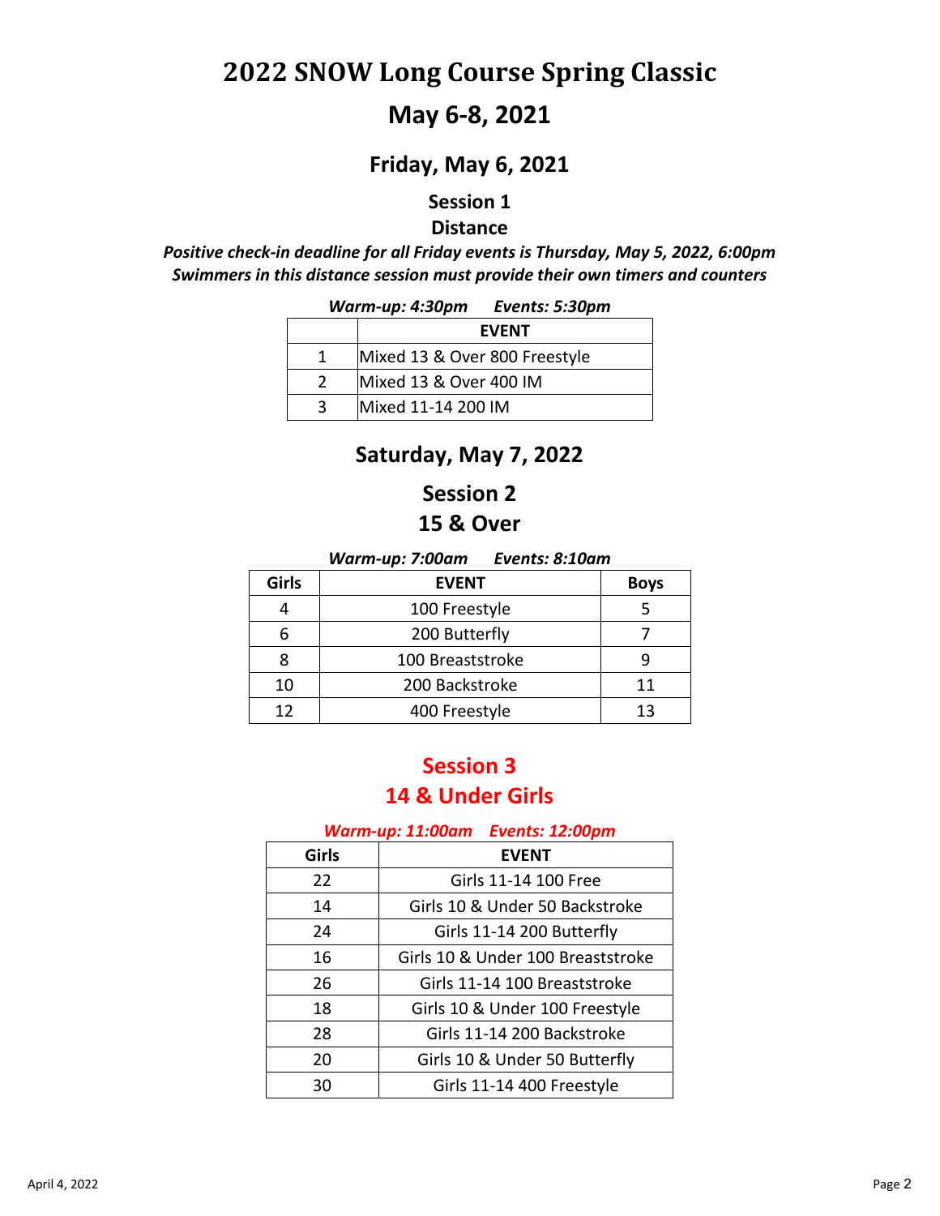# 2022 SNOW Long Course Spring Classic

## May 6-8, 2021

### Friday, May 6, 2021

#### Session 1

#### Distance

***Positive check-in deadline for all Friday events is Thursday, May 5, 2022, 6:00pm***
***Swimmers in this distance session must provide their own timers and counters***

***Warm-up: 4:30pm      Events: 5:30pm***

| | EVENT |
|---|---|
| 1 | Mixed 13 & Over 800 Freestyle |
| 2 | Mixed 13 & Over 400 IM |
| 3 | Mixed 11-14 200 IM |

### Saturday, May 7, 2022

#### Session 2

#### 15 & Over

***Warm-up: 7:00am      Events: 8:10am***

| Girls | EVENT | Boys |
|---|---|---|
| 4 | 100 Freestyle | 5 |
| 6 | 200 Butterfly | 7 |
| 8 | 100 Breaststroke | 9 |
| 10 | 200 Backstroke | 11 |
| 12 | 400 Freestyle | 13 |

#### Session 3

#### 14 & Under Girls

***Warm-up: 11:00am    Events: 12:00pm***

| Girls | EVENT |
|---|---|
| 22 | Girls 11-14 100 Free |
| 14 | Girls 10 & Under 50 Backstroke |
| 24 | Girls 11-14 200 Butterfly |
| 16 | Girls 10 & Under 100 Breaststroke |
| 26 | Girls 11-14 100 Breaststroke |
| 18 | Girls 10 & Under 100 Freestyle |
| 28 | Girls 11-14 200 Backstroke |
| 20 | Girls 10 & Under 50 Butterfly |
| 30 | Girls 11-14 400 Freestyle |

April 4, 2022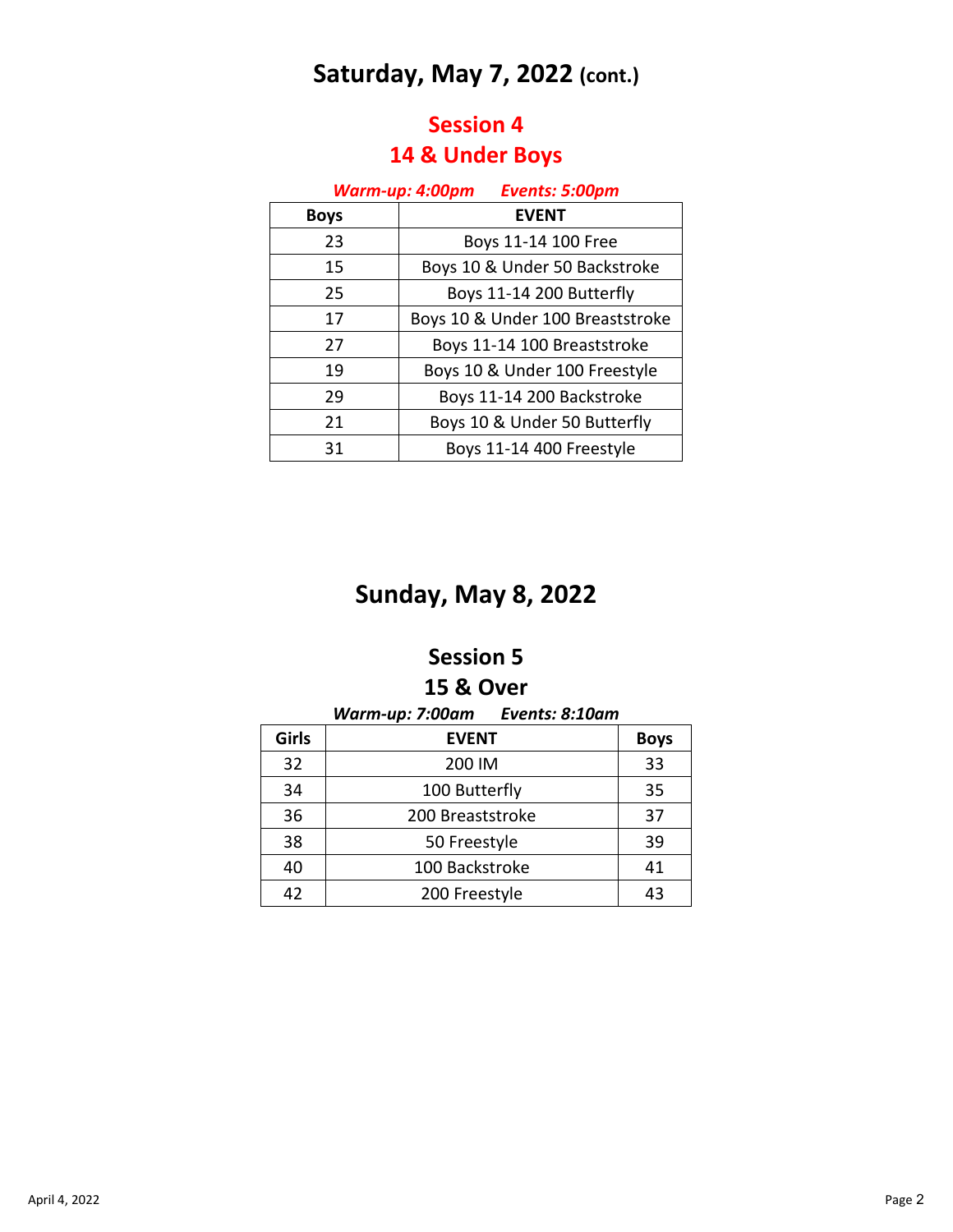# Saturday, May 7, 2022 (cont.)

## Session 4
## 14 & Under Boys

***Warm-up: 4:00pm     Events: 5:00pm***

| Boys | EVENT |
|---|---|
| 23 | Boys 11-14 100 Free |
| 15 | Boys 10 & Under 50 Backstroke |
| 25 | Boys 11-14 200 Butterfly |
| 17 | Boys 10 & Under 100 Breaststroke |
| 27 | Boys 11-14 100 Breaststroke |
| 19 | Boys 10 & Under 100 Freestyle |
| 29 | Boys 11-14 200 Backstroke |
| 21 | Boys 10 & Under 50 Butterfly |
| 31 | Boys 11-14 400 Freestyle |

# Sunday, May 8, 2022

## Session 5
## 15 & Over

***Warm-up: 7:00am     Events: 8:10am***

| Girls | EVENT | Boys |
|---|---|---|
| 32 | 200 IM | 33 |
| 34 | 100 Butterfly | 35 |
| 36 | 200 Breaststroke | 37 |
| 38 | 50 Freestyle | 39 |
| 40 | 100 Backstroke | 41 |
| 42 | 200 Freestyle | 43 |

April 4, 2022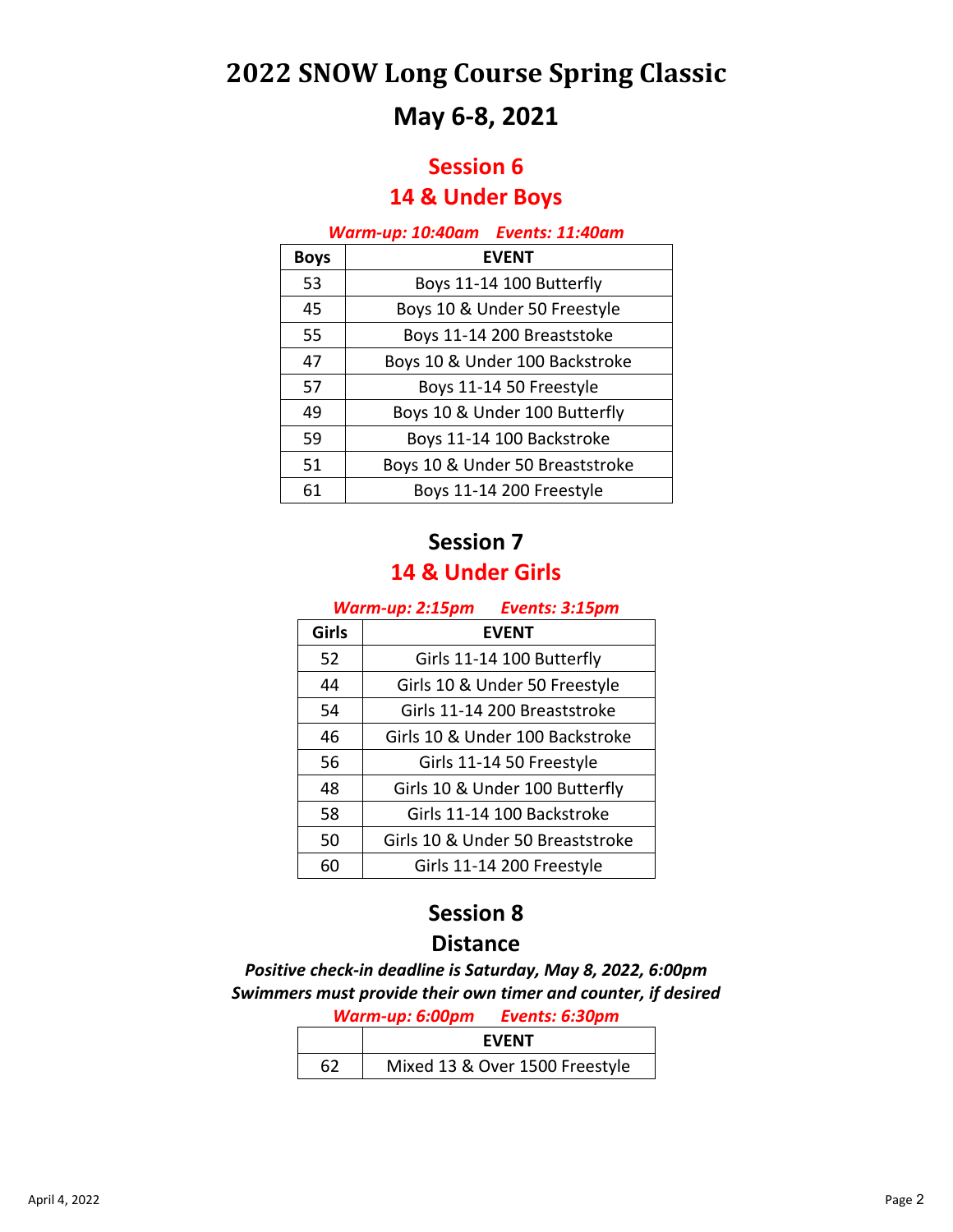# 2022 SNOW Long Course Spring Classic

## May 6-8, 2021

### Session 6

### 14 & Under Boys

*Warm-up: 10:40am    Events: 11:40am*

| Boys | EVENT |
| --- | --- |
| 53 | Boys 11-14 100 Butterfly |
| 45 | Boys 10 & Under 50 Freestyle |
| 55 | Boys 11-14 200 Breaststoke |
| 47 | Boys 10 & Under 100 Backstroke |
| 57 | Boys 11-14 50 Freestyle |
| 49 | Boys 10 & Under 100 Butterfly |
| 59 | Boys 11-14 100 Backstroke |
| 51 | Boys 10 & Under 50 Breaststroke |
| 61 | Boys 11-14 200 Freestyle |

### Session 7

### 14 & Under Girls

*Warm-up: 2:15pm    Events: 3:15pm*

| Girls | EVENT |
| --- | --- |
| 52 | Girls 11-14 100 Butterfly |
| 44 | Girls 10 & Under 50 Freestyle |
| 54 | Girls 11-14 200 Breaststroke |
| 46 | Girls 10 & Under 100 Backstroke |
| 56 | Girls 11-14 50 Freestyle |
| 48 | Girls 10 & Under 100 Butterfly |
| 58 | Girls 11-14 100 Backstroke |
| 50 | Girls 10 & Under 50 Breaststroke |
| 60 | Girls 11-14 200 Freestyle |

### Session 8

### Distance

***Positive check-in deadline is Saturday, May 8, 2022, 6:00pm***

***Swimmers must provide their own timer and counter, if desired***

*Warm-up: 6:00pm    Events: 6:30pm*

| | EVENT |
| --- | --- |
| 62 | Mixed 13 & Over 1500 Freestyle |

April 4, 2022